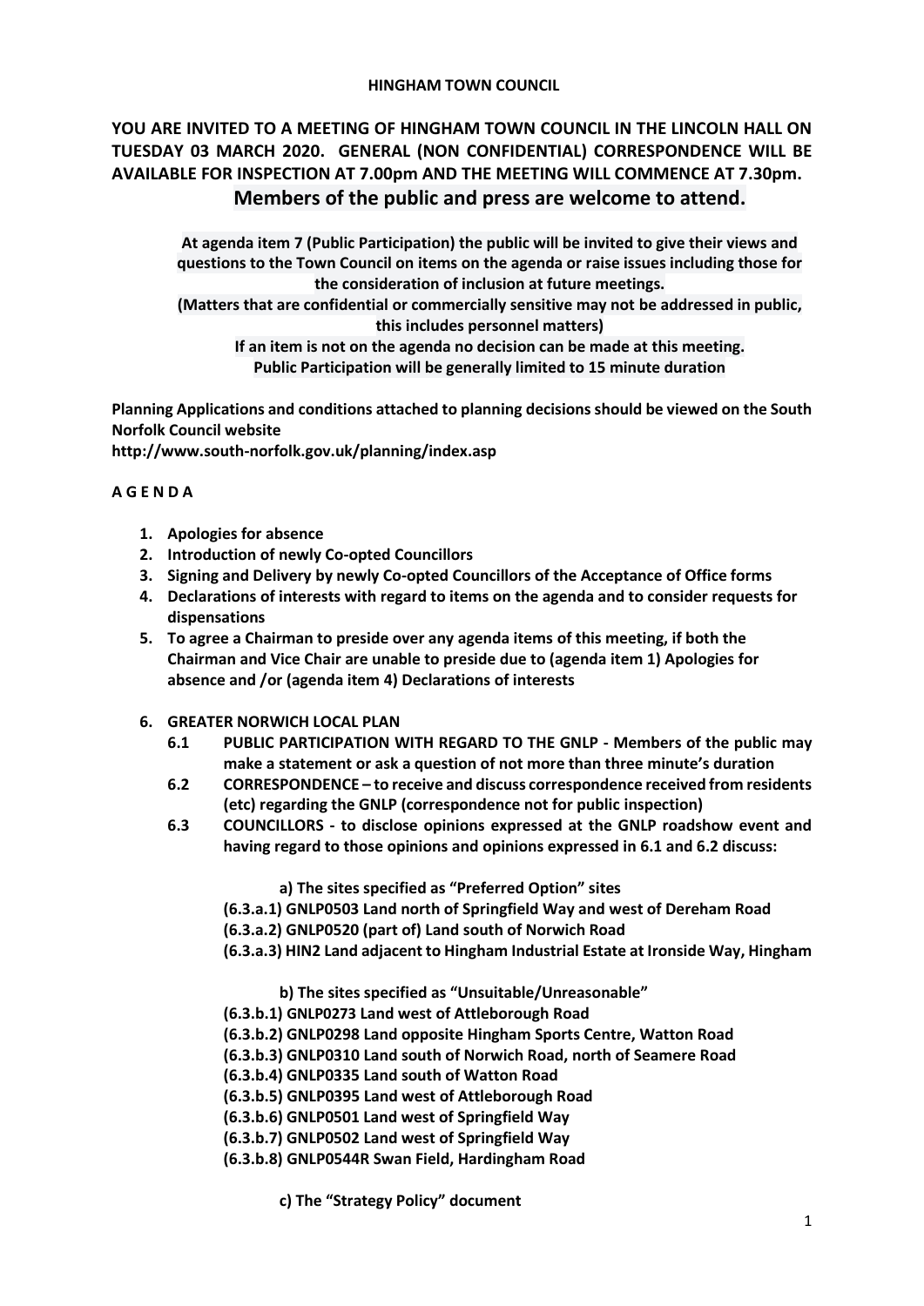**HINGHAM TOWN COUNCIL**

**YOU ARE INVITED TO A MEETING OF HINGHAM TOWN COUNCIL IN THE LINCOLN HALL ON TUESDAY 03 MARCH 2020. GENERAL (NON CONFIDENTIAL) CORRESPONDENCE WILL BE AVAILABLE FOR INSPECTION AT 7.00pm AND THE MEETING WILL COMMENCE AT 7.30pm.**

**Members of the public and press are welcome to attend.**

**At agenda item 7 (Public Participation) the public will be invited to give their views and questions to the Town Council on items on the agenda or raise issues including those for the consideration of inclusion at future meetings.**

**(Matters that are confidential or commercially sensitive may not be addressed in public, this includes personnel matters)**

**If an item is not on the agenda no decision can be made at this meeting.**

**Public Participation will be generally limited to 15 minute duration**

**Planning Applications and conditions attached to planning decisions should be viewed on the South Norfolk Council website**
**http://www.south-norfolk.gov.uk/planning/index.asp**

**A G E N D A**

1. **Apologies for absence**
2. **Introduction of newly Co-opted Councillors**
3. **Signing and Delivery by newly Co-opted Councillors of the Acceptance of Office forms**
4. **Declarations of interests with regard to items on the agenda and to consider requests for dispensations**
5. **To agree a Chairman to preside over any agenda items of this meeting, if both the Chairman and Vice Chair are unable to preside due to (agenda item 1) Apologies for absence and /or (agenda item 4) Declarations of interests**
6. **GREATER NORWICH LOCAL PLAN**
   - **6.1 PUBLIC PARTICIPATION WITH REGARD TO THE GNLP - Members of the public may make a statement or ask a question of not more than three minute's duration**
   - **6.2 CORRESPONDENCE – to receive and discuss correspondence received from residents (etc) regarding the GNLP (correspondence not for public inspection)**
   - **6.3 COUNCILLORS - to disclose opinions expressed at the GNLP roadshow event and having regard to those opinions and opinions expressed in 6.1 and 6.2 discuss:**

     **a) The sites specified as "Preferred Option" sites**

     **(6.3.a.1) GNLP0503 Land north of Springfield Way and west of Dereham Road**
     **(6.3.a.2) GNLP0520 (part of) Land south of Norwich Road**
     **(6.3.a.3) HIN2 Land adjacent to Hingham Industrial Estate at Ironside Way, Hingham**

     **b) The sites specified as "Unsuitable/Unreasonable"**

     **(6.3.b.1) GNLP0273 Land west of Attleborough Road**
     **(6.3.b.2) GNLP0298 Land opposite Hingham Sports Centre, Watton Road**
     **(6.3.b.3) GNLP0310 Land south of Norwich Road, north of Seamere Road**
     **(6.3.b.4) GNLP0335 Land south of Watton Road**
     **(6.3.b.5) GNLP0395 Land west of Attleborough Road**
     **(6.3.b.6) GNLP0501 Land west of Springfield Way**
     **(6.3.b.7) GNLP0502 Land west of Springfield Way**
     **(6.3.b.8) GNLP0544R Swan Field, Hardingham Road**

     **c) The "Strategy Policy" document**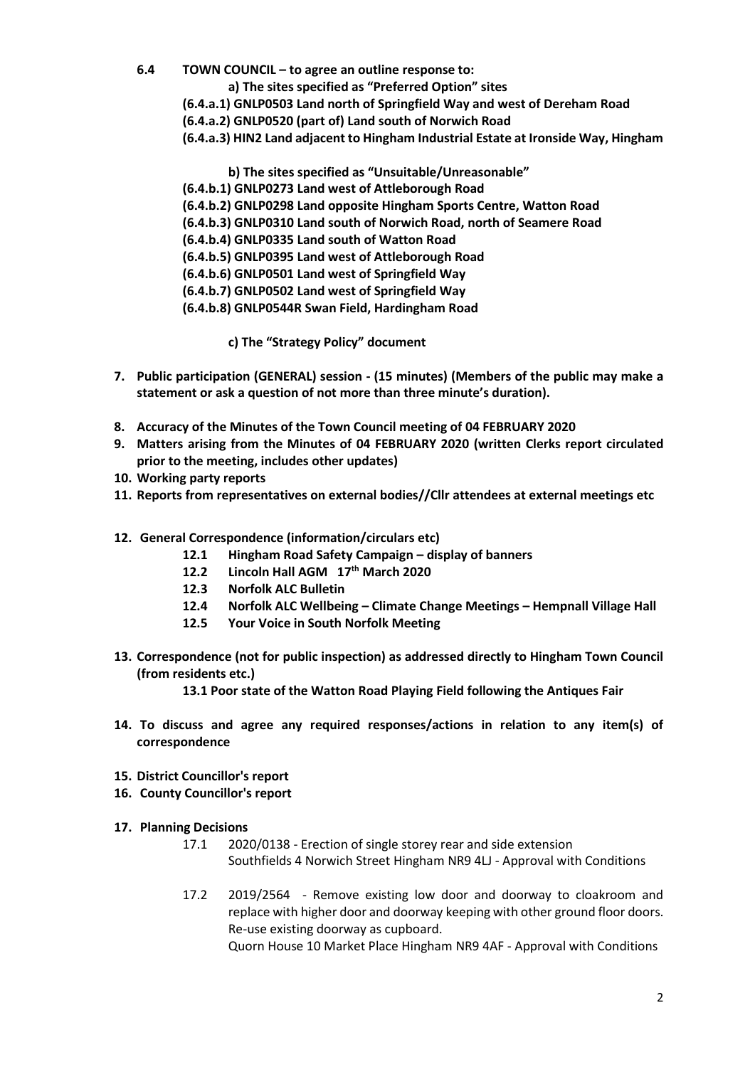**6.4 TOWN COUNCIL – to agree an outline response to:**

**a) The sites specified as "Preferred Option" sites**

**(6.4.a.1) GNLP0503 Land north of Springfield Way and west of Dereham Road**

**(6.4.a.2) GNLP0520 (part of) Land south of Norwich Road**

**(6.4.a.3) HIN2 Land adjacent to Hingham Industrial Estate at Ironside Way, Hingham**

**b) The sites specified as "Unsuitable/Unreasonable"**

**(6.4.b.1) GNLP0273 Land west of Attleborough Road**

**(6.4.b.2) GNLP0298 Land opposite Hingham Sports Centre, Watton Road**

**(6.4.b.3) GNLP0310 Land south of Norwich Road, north of Seamere Road**

**(6.4.b.4) GNLP0335 Land south of Watton Road**

**(6.4.b.5) GNLP0395 Land west of Attleborough Road**

**(6.4.b.6) GNLP0501 Land west of Springfield Way**

**(6.4.b.7) GNLP0502 Land west of Springfield Way**

**(6.4.b.8) GNLP0544R Swan Field, Hardingham Road**

**c) The "Strategy Policy" document**

7. **Public participation (GENERAL) session - (15 minutes) (Members of the public may make a statement or ask a question of not more than three minute's duration).**
8. **Accuracy of the Minutes of the Town Council meeting of 04 FEBRUARY 2020**
9. **Matters arising from the Minutes of 04 FEBRUARY 2020 (written Clerks report circulated prior to the meeting, includes other updates)**
10. **Working party reports**
11. **Reports from representatives on external bodies//Cllr attendees at external meetings etc**
12. **General Correspondence (information/circulars etc)**
    - **12.1 Hingham Road Safety Campaign – display of banners**
    - **12.2 Lincoln Hall AGM 17th March 2020**
    - **12.3 Norfolk ALC Bulletin**
    - **12.4 Norfolk ALC Wellbeing – Climate Change Meetings – Hempnall Village Hall**
    - **12.5 Your Voice in South Norfolk Meeting**
13. **Correspondence (not for public inspection) as addressed directly to Hingham Town Council (from residents etc.)**
    - **13.1 Poor state of the Watton Road Playing Field following the Antiques Fair**
14. **To discuss and agree any required responses/actions in relation to any item(s) of correspondence**
15. **District Councillor's report**
16. **County Councillor's report**
17. **Planning Decisions**
    - 17.1 2020/0138 - Erection of single storey rear and side extension
      Southfields 4 Norwich Street Hingham NR9 4LJ - Approval with Conditions
    - 17.2 2019/2564 - Remove existing low door and doorway to cloakroom and replace with higher door and doorway keeping with other ground floor doors. Re-use existing doorway as cupboard.
      Quorn House 10 Market Place Hingham NR9 4AF - Approval with Conditions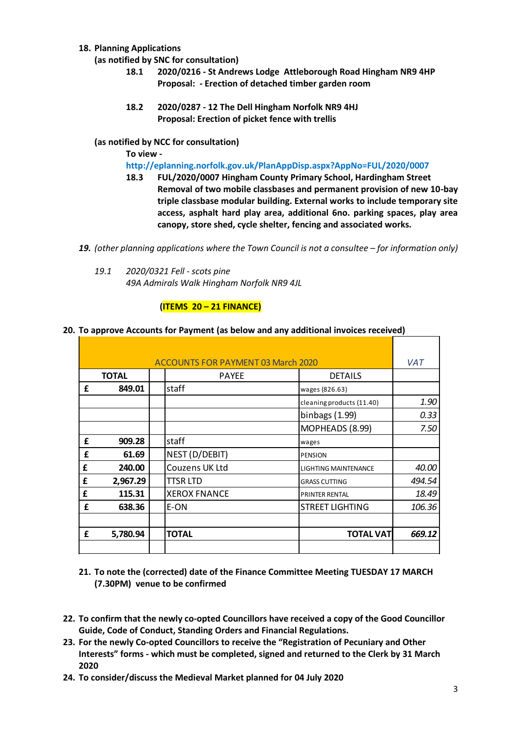**18. Planning Applications**

**(as notified by SNC for consultation)**

**18.1 2020/0216 - St Andrews Lodge Attleborough Road Hingham NR9 4HP**
**Proposal: - Erection of detached timber garden room**

**18.2 2020/0287 - 12 The Dell Hingham Norfolk NR9 4HJ**
**Proposal: Erection of picket fence with trellis**

**(as notified by NCC for consultation)**

**To view -**
**http://eplanning.norfolk.gov.uk/PlanAppDisp.aspx?AppNo=FUL/2020/0007**

**18.3 FUL/2020/0007 Hingham County Primary School, Hardingham Street Removal of two mobile classbases and permanent provision of new 10-bay triple classbase modular building. External works to include temporary site access, asphalt hard play area, additional 6no. parking spaces, play area canopy, store shed, cycle shelter, fencing and associated works.**

***19.*** *(other planning applications where the Town Council is not a consultee – for information only)*

*19.1 2020/0321 Fell - scots pine*
*49A Admirals Walk Hingham Norfolk NR9 4JL*

**(ITEMS 20 – 21 FINANCE)**

**20. To approve Accounts for Payment (as below and any additional invoices received)**

| ACCOUNTS FOR PAYMENT 03 March 2020 | | | | | *VAT* |
|---|---|---|---|---|---|
| **TOTAL** | | | PAYEE | DETAILS | |
| £ | **849.01** | | staff | wages (826.63) | |
| | | | | cleaning products (11.40) | *1.90* |
| | | | | binbags (1.99) | *0.33* |
| | | | | MOPHEADS (8.99) | *7.50* |
| £ | **909.28** | | staff | wages | |
| £ | **61.69** | | NEST (D/DEBIT) | PENSION | |
| £ | **240.00** | | Couzens UK Ltd | LIGHTING MAINTENANCE | *40.00* |
| £ | **2,967.29** | | TTSR LTD | GRASS CUTTING | *494.54* |
| £ | **115.31** | | XEROX FNANCE | PRINTER RENTAL | *18.49* |
| £ | **638.36** | | E-ON | STREET LIGHTING | *106.36* |
| | | | | | |
| £ | **5,780.94** | | **TOTAL** | **TOTAL VAT** | ***669.12*** |

**21. To note the (corrected) date of the Finance Committee Meeting TUESDAY 17 MARCH (7.30PM) venue to be confirmed**

**22. To confirm that the newly co-opted Councillors have received a copy of the Good Councillor Guide, Code of Conduct, Standing Orders and Financial Regulations.**

**23. For the newly Co-opted Councillors to receive the "Registration of Pecuniary and Other Interests" forms - which must be completed, signed and returned to the Clerk by 31 March 2020**

**24. To consider/discuss the Medieval Market planned for 04 July 2020**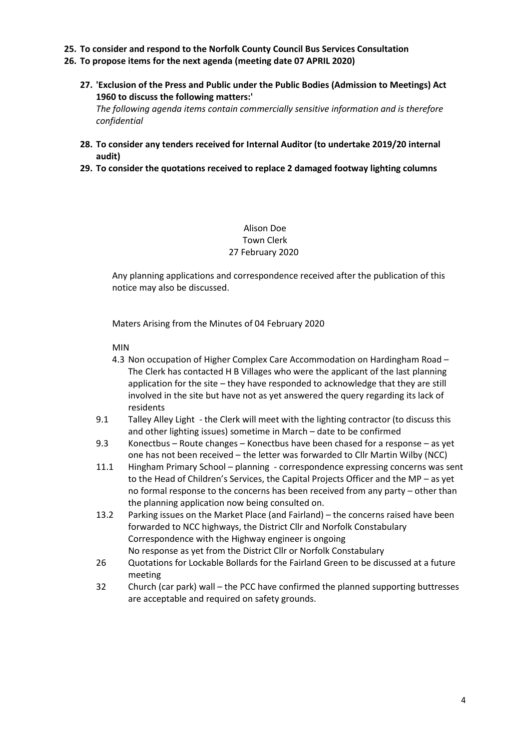**25. To consider and respond to the Norfolk County Council Bus Services Consultation**

**26. To propose items for the next agenda (meeting date 07 APRIL 2020)**

**27. 'Exclusion of the Press and Public under the Public Bodies (Admission to Meetings) Act 1960 to discuss the following matters:'**

*The following agenda items contain commercially sensitive information and is therefore confidential*

**28. To consider any tenders received for Internal Auditor (to undertake 2019/20 internal audit)**

**29. To consider the quotations received to replace 2 damaged footway lighting columns**

Alison Doe
Town Clerk
27 February 2020

Any planning applications and correspondence received after the publication of this notice may also be discussed.

Maters Arising from the Minutes of 04 February 2020

MIN

4.3 Non occupation of Higher Complex Care Accommodation on Hardingham Road – The Clerk has contacted H B Villages who were the applicant of the last planning application for the site – they have responded to acknowledge that they are still involved in the site but have not as yet answered the query regarding its lack of residents

9.1 Talley Alley Light - the Clerk will meet with the lighting contractor (to discuss this and other lighting issues) sometime in March – date to be confirmed

9.3 Konectbus – Route changes – Konectbus have been chased for a response – as yet one has not been received – the letter was forwarded to Cllr Martin Wilby (NCC)

11.1 Hingham Primary School – planning - correspondence expressing concerns was sent to the Head of Children's Services, the Capital Projects Officer and the MP – as yet no formal response to the concerns has been received from any party – other than the planning application now being consulted on.

13.2 Parking issues on the Market Place (and Fairland) – the concerns raised have been forwarded to NCC highways, the District Cllr and Norfolk Constabulary
Correspondence with the Highway engineer is ongoing
No response as yet from the District Cllr or Norfolk Constabulary

26 Quotations for Lockable Bollards for the Fairland Green to be discussed at a future meeting

32 Church (car park) wall – the PCC have confirmed the planned supporting buttresses are acceptable and required on safety grounds.